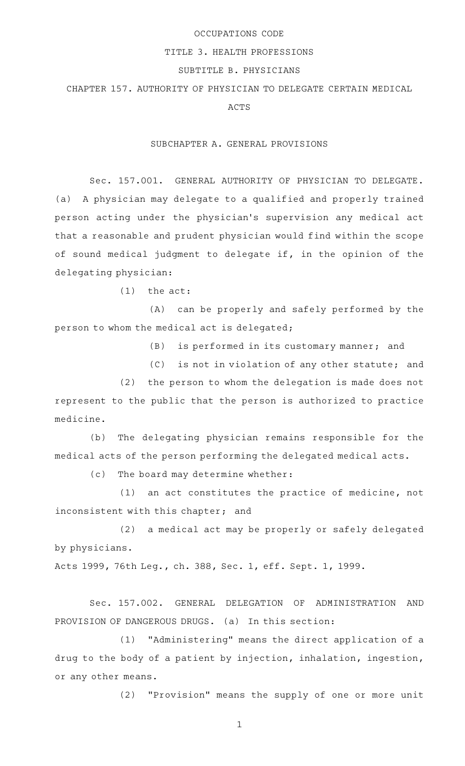# OCCUPATIONS CODE

## TITLE 3. HEALTH PROFESSIONS

## SUBTITLE B. PHYSICIANS

## CHAPTER 157. AUTHORITY OF PHYSICIAN TO DELEGATE CERTAIN MEDICAL ACTS

### SUBCHAPTER A. GENERAL PROVISIONS

Sec. 157.001. GENERAL AUTHORITY OF PHYSICIAN TO DELEGATE. (a) A physician may delegate to a qualified and properly trained person acting under the physician's supervision any medical act that a reasonable and prudent physician would find within the scope of sound medical judgment to delegate if, in the opinion of the delegating physician:

(1) the act:

(A) can be properly and safely performed by the person to whom the medical act is delegated;

(B) is performed in its customary manner; and

(C) is not in violation of any other statute; and

(2) the person to whom the delegation is made does not represent to the public that the person is authorized to practice medicine.

(b) The delegating physician remains responsible for the medical acts of the person performing the delegated medical acts.

(c) The board may determine whether:

(1) an act constitutes the practice of medicine, not inconsistent with this chapter; and

(2) a medical act may be properly or safely delegated by physicians.

Acts 1999, 76th Leg., ch. 388, Sec. 1, eff. Sept. 1, 1999.

Sec. 157.002. GENERAL DELEGATION OF ADMINISTRATION AND PROVISION OF DANGEROUS DRUGS. (a) In this section:

(1) "Administering" means the direct application of a drug to the body of a patient by injection, inhalation, ingestion, or any other means.

(2) "Provision" means the supply of one or more unit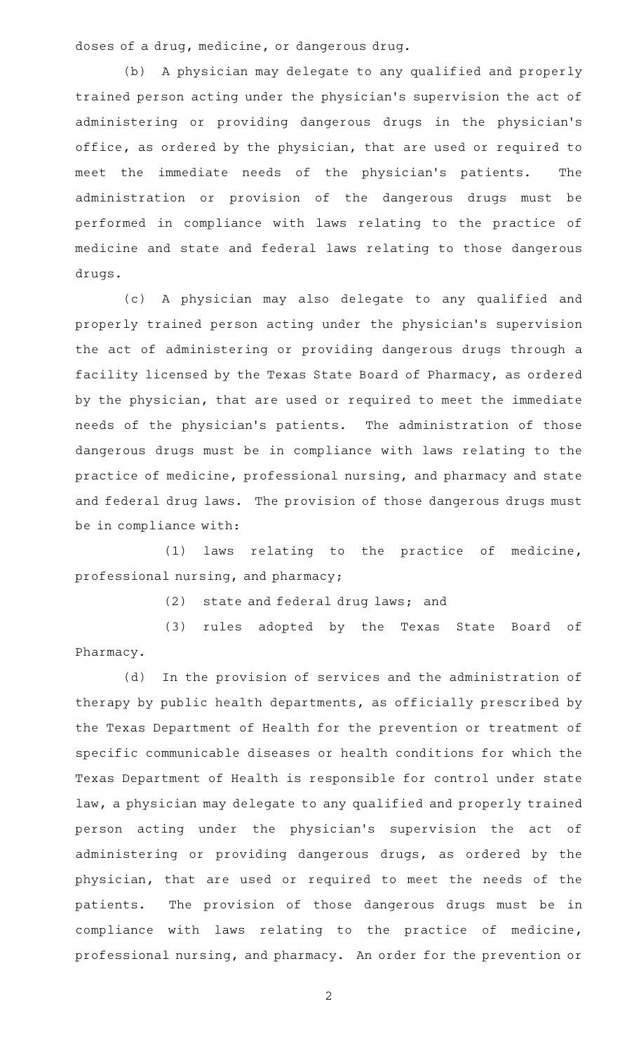doses of a drug, medicine, or dangerous drug.

(b) A physician may delegate to any qualified and properly trained person acting under the physician's supervision the act of administering or providing dangerous drugs in the physician's office, as ordered by the physician, that are used or required to meet the immediate needs of the physician's patients. The administration or provision of the dangerous drugs must be performed in compliance with laws relating to the practice of medicine and state and federal laws relating to those dangerous drugs.

(c) A physician may also delegate to any qualified and properly trained person acting under the physician's supervision the act of administering or providing dangerous drugs through a facility licensed by the Texas State Board of Pharmacy, as ordered by the physician, that are used or required to meet the immediate needs of the physician's patients. The administration of those dangerous drugs must be in compliance with laws relating to the practice of medicine, professional nursing, and pharmacy and state and federal drug laws. The provision of those dangerous drugs must be in compliance with:

(1) laws relating to the practice of medicine, professional nursing, and pharmacy;

(2) state and federal drug laws; and

(3) rules adopted by the Texas State Board of Pharmacy.

(d) In the provision of services and the administration of therapy by public health departments, as officially prescribed by the Texas Department of Health for the prevention or treatment of specific communicable diseases or health conditions for which the Texas Department of Health is responsible for control under state law, a physician may delegate to any qualified and properly trained person acting under the physician's supervision the act of administering or providing dangerous drugs, as ordered by the physician, that are used or required to meet the needs of the patients. The provision of those dangerous drugs must be in compliance with laws relating to the practice of medicine, professional nursing, and pharmacy. An order for the prevention or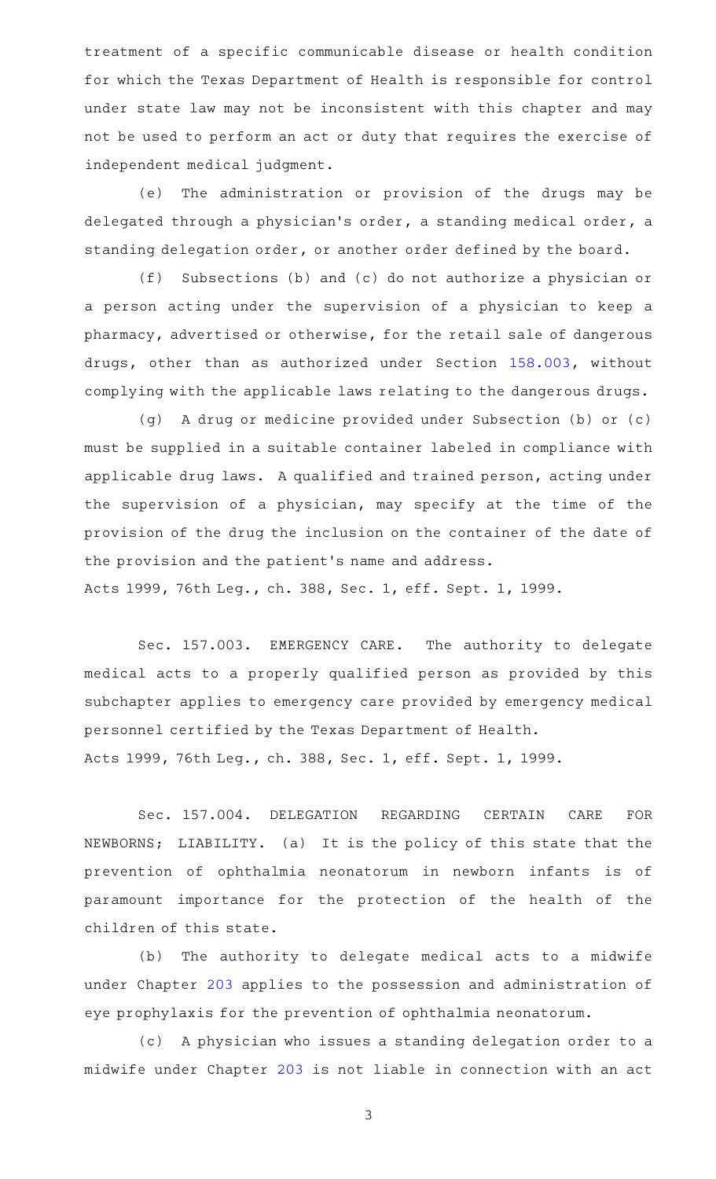treatment of a specific communicable disease or health condition for which the Texas Department of Health is responsible for control under state law may not be inconsistent with this chapter and may not be used to perform an act or duty that requires the exercise of independent medical judgment.

(e) The administration or provision of the drugs may be delegated through a physician's order, a standing medical order, a standing delegation order, or another order defined by the board.

(f) Subsections (b) and (c) do not authorize a physician or a person acting under the supervision of a physician to keep a pharmacy, advertised or otherwise, for the retail sale of dangerous drugs, other than as authorized under Section 158.003, without complying with the applicable laws relating to the dangerous drugs.

(g) A drug or medicine provided under Subsection (b) or (c) must be supplied in a suitable container labeled in compliance with applicable drug laws. A qualified and trained person, acting under the supervision of a physician, may specify at the time of the provision of the drug the inclusion on the container of the date of the provision and the patient's name and address.

Acts 1999, 76th Leg., ch. 388, Sec. 1, eff. Sept. 1, 1999.

Sec. 157.003. EMERGENCY CARE. The authority to delegate medical acts to a properly qualified person as provided by this subchapter applies to emergency care provided by emergency medical personnel certified by the Texas Department of Health.

Acts 1999, 76th Leg., ch. 388, Sec. 1, eff. Sept. 1, 1999.

Sec. 157.004. DELEGATION REGARDING CERTAIN CARE FOR NEWBORNS; LIABILITY. (a) It is the policy of this state that the prevention of ophthalmia neonatorum in newborn infants is of paramount importance for the protection of the health of the children of this state.

(b) The authority to delegate medical acts to a midwife under Chapter 203 applies to the possession and administration of eye prophylaxis for the prevention of ophthalmia neonatorum.

(c) A physician who issues a standing delegation order to a midwife under Chapter 203 is not liable in connection with an act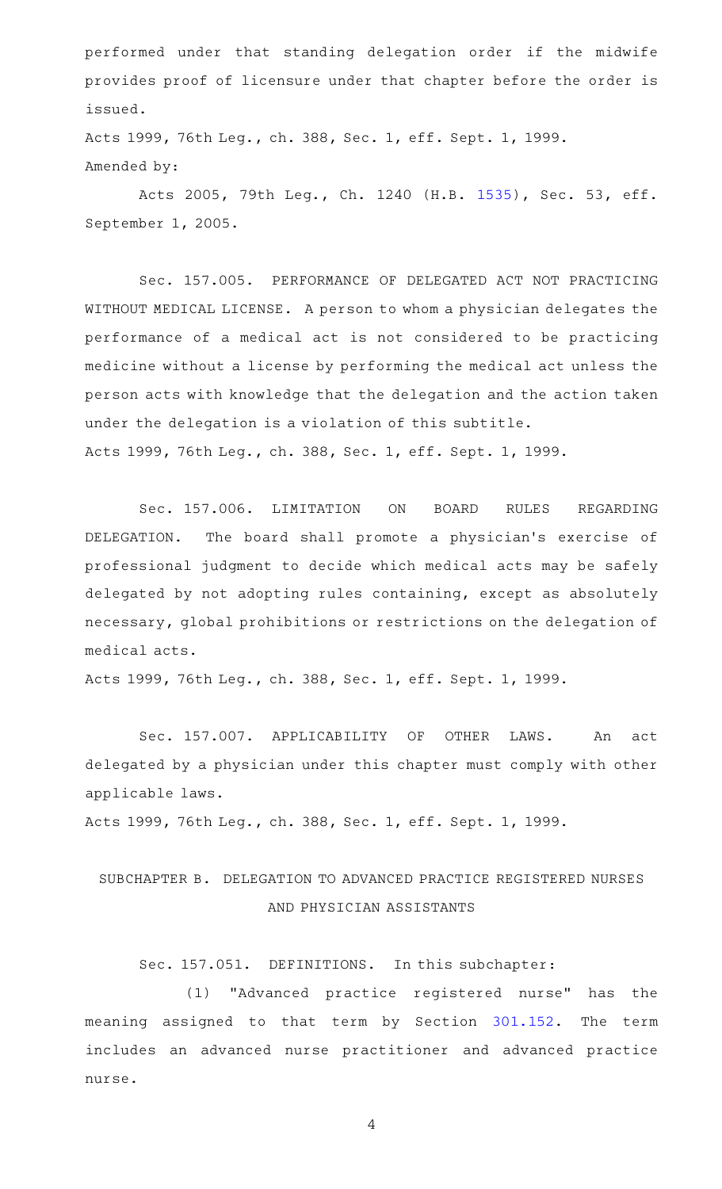performed under that standing delegation order if the midwife provides proof of licensure under that chapter before the order is issued.

Acts 1999, 76th Leg., ch. 388, Sec. 1, eff. Sept. 1, 1999.

Amended by:

Acts 2005, 79th Leg., Ch. 1240 (H.B. 1535), Sec. 53, eff. September 1, 2005.

Sec. 157.005. PERFORMANCE OF DELEGATED ACT NOT PRACTICING WITHOUT MEDICAL LICENSE. A person to whom a physician delegates the performance of a medical act is not considered to be practicing medicine without a license by performing the medical act unless the person acts with knowledge that the delegation and the action taken under the delegation is a violation of this subtitle.

Acts 1999, 76th Leg., ch. 388, Sec. 1, eff. Sept. 1, 1999.

Sec. 157.006. LIMITATION ON BOARD RULES REGARDING DELEGATION. The board shall promote a physician's exercise of professional judgment to decide which medical acts may be safely delegated by not adopting rules containing, except as absolutely necessary, global prohibitions or restrictions on the delegation of medical acts.

Acts 1999, 76th Leg., ch. 388, Sec. 1, eff. Sept. 1, 1999.

Sec. 157.007. APPLICABILITY OF OTHER LAWS. An act delegated by a physician under this chapter must comply with other applicable laws.

Acts 1999, 76th Leg., ch. 388, Sec. 1, eff. Sept. 1, 1999.

## SUBCHAPTER B. DELEGATION TO ADVANCED PRACTICE REGISTERED NURSES AND PHYSICIAN ASSISTANTS

Sec. 157.051. DEFINITIONS. In this subchapter:

(1) "Advanced practice registered nurse" has the meaning assigned to that term by Section 301.152. The term includes an advanced nurse practitioner and advanced practice nurse.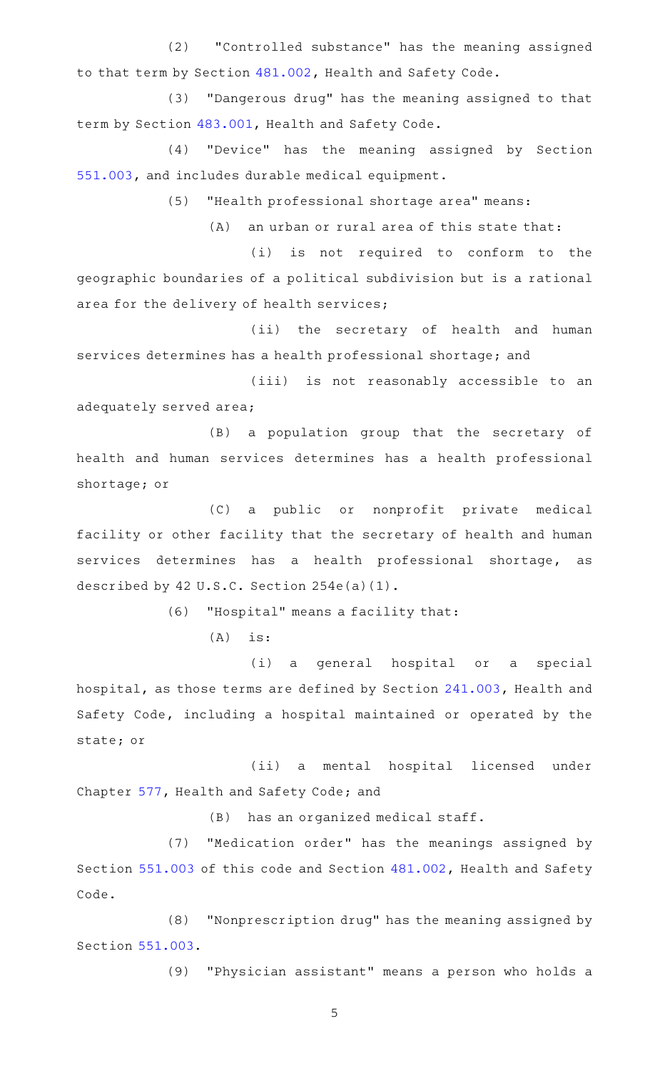(2) "Controlled substance" has the meaning assigned to that term by Section 481.002, Health and Safety Code.

(3) "Dangerous drug" has the meaning assigned to that term by Section 483.001, Health and Safety Code.

(4) "Device" has the meaning assigned by Section 551.003, and includes durable medical equipment.

(5) "Health professional shortage area" means:

(A) an urban or rural area of this state that:

(i) is not required to conform to the geographic boundaries of a political subdivision but is a rational area for the delivery of health services;

(ii) the secretary of health and human services determines has a health professional shortage; and

(iii) is not reasonably accessible to an adequately served area;

(B) a population group that the secretary of health and human services determines has a health professional shortage; or

(C) a public or nonprofit private medical facility or other facility that the secretary of health and human services determines has a health professional shortage, as described by 42 U.S.C. Section 254e(a)(1).

(6) "Hospital" means a facility that:

(A) is:

(i) a general hospital or a special hospital, as those terms are defined by Section 241.003, Health and Safety Code, including a hospital maintained or operated by the state; or

(ii) a mental hospital licensed under Chapter 577, Health and Safety Code; and

(B) has an organized medical staff.

(7) "Medication order" has the meanings assigned by Section 551.003 of this code and Section 481.002, Health and Safety Code.

(8) "Nonprescription drug" has the meaning assigned by Section 551.003.

(9) "Physician assistant" means a person who holds a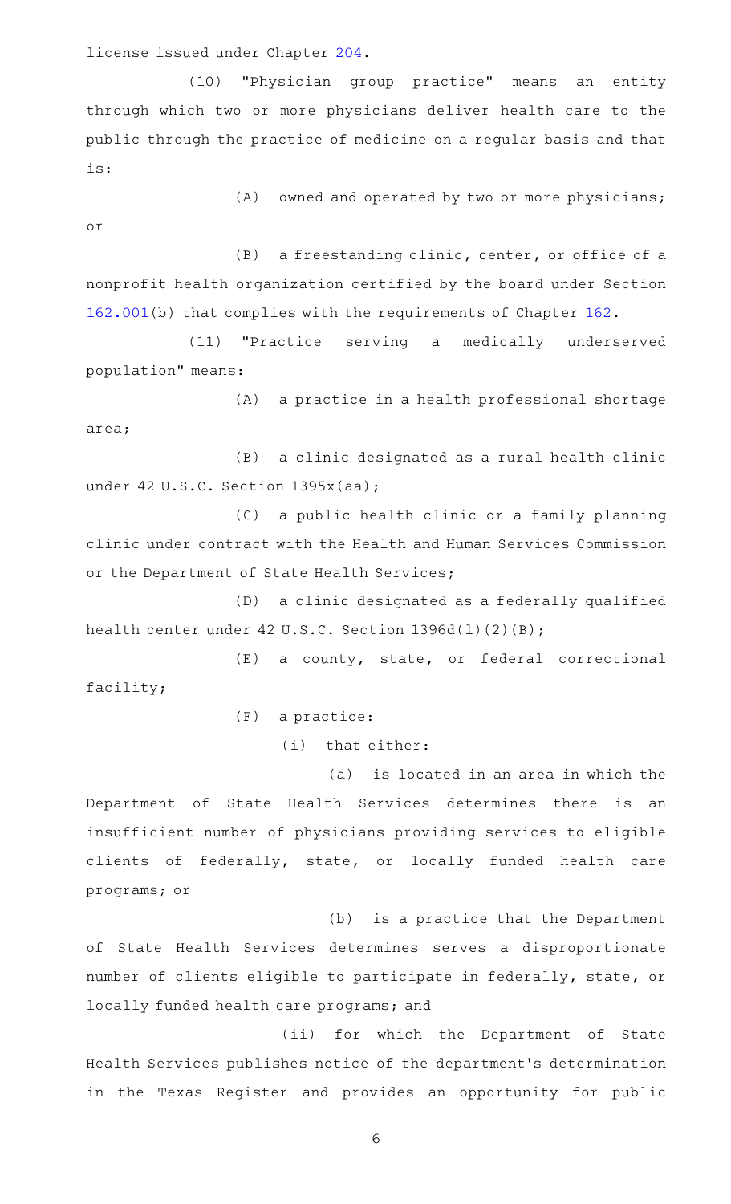license issued under Chapter 204.

(10) "Physician group practice" means an entity through which two or more physicians deliver health care to the public through the practice of medicine on a regular basis and that is:

(A) owned and operated by two or more physicians; or

(B) a freestanding clinic, center, or office of a nonprofit health organization certified by the board under Section 162.001(b) that complies with the requirements of Chapter 162.

(11) "Practice serving a medically underserved population" means:

(A) a practice in a health professional shortage area;

(B) a clinic designated as a rural health clinic under 42 U.S.C. Section 1395x(aa);

(C) a public health clinic or a family planning clinic under contract with the Health and Human Services Commission or the Department of State Health Services;

(D) a clinic designated as a federally qualified health center under 42 U.S.C. Section 1396d(l)(2)(B);

(E) a county, state, or federal correctional facility;

(F) a practice:

(i) that either:

(a) is located in an area in which the Department of State Health Services determines there is an insufficient number of physicians providing services to eligible clients of federally, state, or locally funded health care programs; or

(b) is a practice that the Department of State Health Services determines serves a disproportionate number of clients eligible to participate in federally, state, or locally funded health care programs; and

(ii) for which the Department of State Health Services publishes notice of the department's determination in the Texas Register and provides an opportunity for public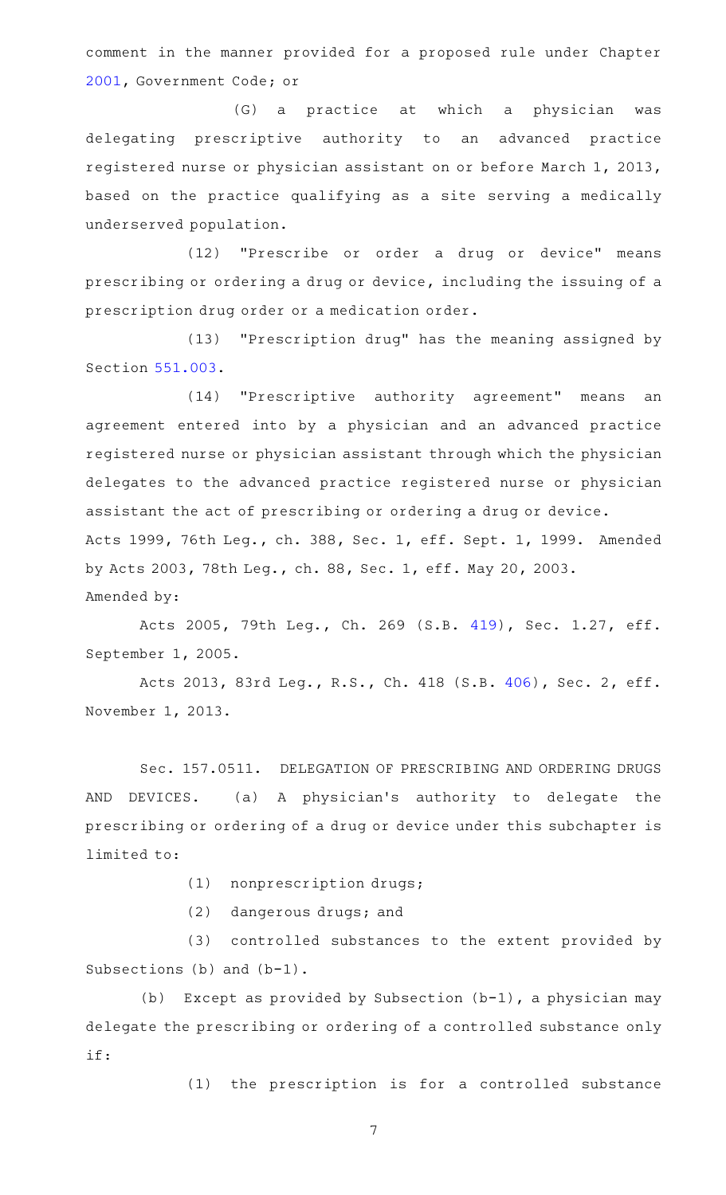comment in the manner provided for a proposed rule under Chapter 2001, Government Code; or

(G) a practice at which a physician was delegating prescriptive authority to an advanced practice registered nurse or physician assistant on or before March 1, 2013, based on the practice qualifying as a site serving a medically underserved population.

(12) "Prescribe or order a drug or device" means prescribing or ordering a drug or device, including the issuing of a prescription drug order or a medication order.

(13) "Prescription drug" has the meaning assigned by Section 551.003.

(14) "Prescriptive authority agreement" means an agreement entered into by a physician and an advanced practice registered nurse or physician assistant through which the physician delegates to the advanced practice registered nurse or physician assistant the act of prescribing or ordering a drug or device.

Acts 1999, 76th Leg., ch. 388, Sec. 1, eff. Sept. 1, 1999. Amended by Acts 2003, 78th Leg., ch. 88, Sec. 1, eff. May 20, 2003.

Amended by:

Acts 2005, 79th Leg., Ch. 269 (S.B. 419), Sec. 1.27, eff. September 1, 2005.

Acts 2013, 83rd Leg., R.S., Ch. 418 (S.B. 406), Sec. 2, eff. November 1, 2013.

Sec. 157.0511. DELEGATION OF PRESCRIBING AND ORDERING DRUGS AND DEVICES. (a) A physician's authority to delegate the prescribing or ordering of a drug or device under this subchapter is limited to:

(1) nonprescription drugs;

(2) dangerous drugs; and

(3) controlled substances to the extent provided by Subsections (b) and (b-1).

(b) Except as provided by Subsection (b-1), a physician may delegate the prescribing or ordering of a controlled substance only if:

(1) the prescription is for a controlled substance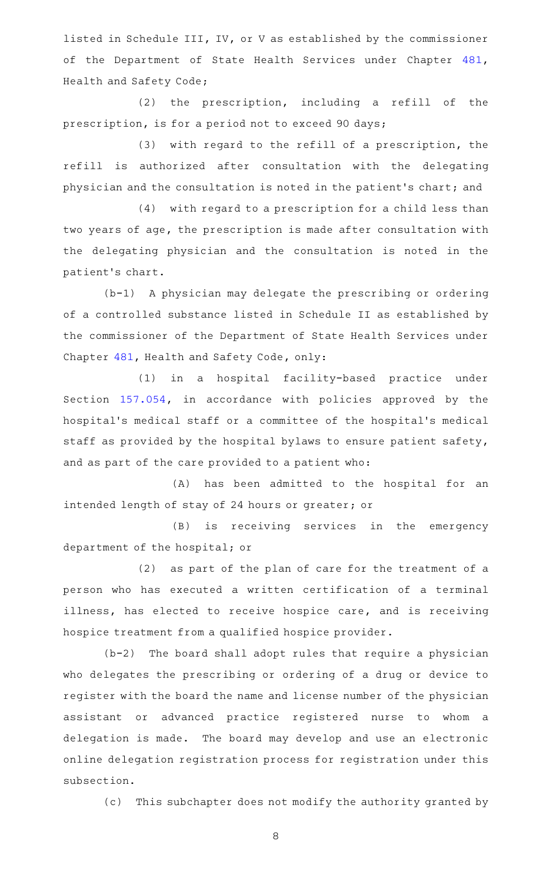listed in Schedule III, IV, or V as established by the commissioner of the Department of State Health Services under Chapter 481, Health and Safety Code;

(2) the prescription, including a refill of the prescription, is for a period not to exceed 90 days;

(3) with regard to the refill of a prescription, the refill is authorized after consultation with the delegating physician and the consultation is noted in the patient's chart; and

(4) with regard to a prescription for a child less than two years of age, the prescription is made after consultation with the delegating physician and the consultation is noted in the patient's chart.

(b-1) A physician may delegate the prescribing or ordering of a controlled substance listed in Schedule II as established by the commissioner of the Department of State Health Services under Chapter 481, Health and Safety Code, only:

(1) in a hospital facility-based practice under Section 157.054, in accordance with policies approved by the hospital's medical staff or a committee of the hospital's medical staff as provided by the hospital bylaws to ensure patient safety, and as part of the care provided to a patient who:

(A) has been admitted to the hospital for an intended length of stay of 24 hours or greater; or

(B) is receiving services in the emergency department of the hospital; or

(2) as part of the plan of care for the treatment of a person who has executed a written certification of a terminal illness, has elected to receive hospice care, and is receiving hospice treatment from a qualified hospice provider.

(b-2) The board shall adopt rules that require a physician who delegates the prescribing or ordering of a drug or device to register with the board the name and license number of the physician assistant or advanced practice registered nurse to whom a delegation is made. The board may develop and use an electronic online delegation registration process for registration under this subsection.

(c) This subchapter does not modify the authority granted by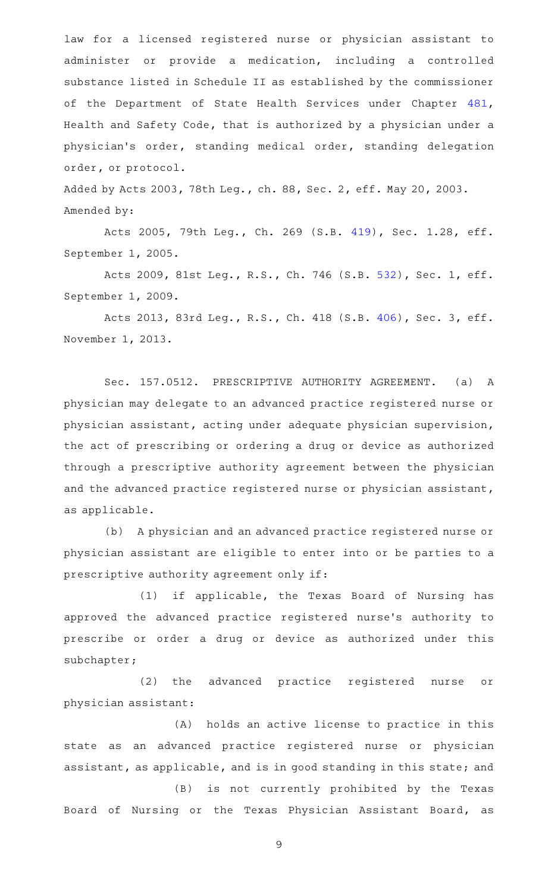law for a licensed registered nurse or physician assistant to administer or provide a medication, including a controlled substance listed in Schedule II as established by the commissioner of the Department of State Health Services under Chapter 481, Health and Safety Code, that is authorized by a physician under a physician's order, standing medical order, standing delegation order, or protocol.

Added by Acts 2003, 78th Leg., ch. 88, Sec. 2, eff. May 20, 2003.

Amended by:

Acts 2005, 79th Leg., Ch. 269 (S.B. 419), Sec. 1.28, eff. September 1, 2005.

Acts 2009, 81st Leg., R.S., Ch. 746 (S.B. 532), Sec. 1, eff. September 1, 2009.

Acts 2013, 83rd Leg., R.S., Ch. 418 (S.B. 406), Sec. 3, eff. November 1, 2013.

Sec. 157.0512. PRESCRIPTIVE AUTHORITY AGREEMENT. (a) A physician may delegate to an advanced practice registered nurse or physician assistant, acting under adequate physician supervision, the act of prescribing or ordering a drug or device as authorized through a prescriptive authority agreement between the physician and the advanced practice registered nurse or physician assistant, as applicable.

(b) A physician and an advanced practice registered nurse or physician assistant are eligible to enter into or be parties to a prescriptive authority agreement only if:

(1) if applicable, the Texas Board of Nursing has approved the advanced practice registered nurse's authority to prescribe or order a drug or device as authorized under this subchapter;

(2) the advanced practice registered nurse or physician assistant:

(A) holds an active license to practice in this state as an advanced practice registered nurse or physician assistant, as applicable, and is in good standing in this state; and

(B) is not currently prohibited by the Texas Board of Nursing or the Texas Physician Assistant Board, as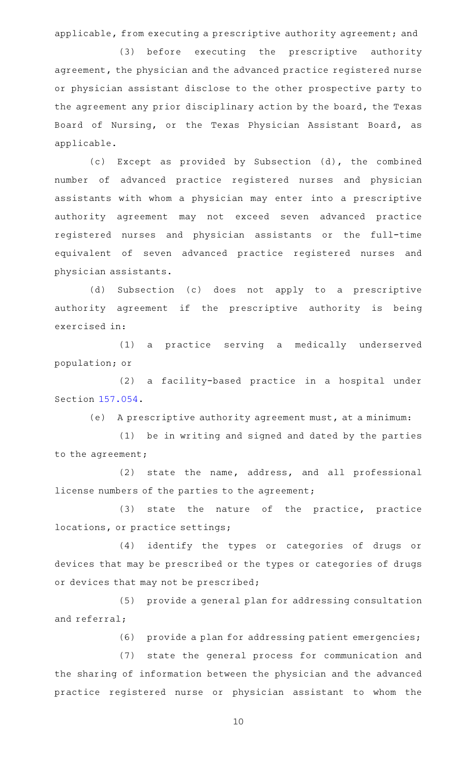applicable, from executing a prescriptive authority agreement; and

(3) before executing the prescriptive authority agreement, the physician and the advanced practice registered nurse or physician assistant disclose to the other prospective party to the agreement any prior disciplinary action by the board, the Texas Board of Nursing, or the Texas Physician Assistant Board, as applicable.

(c) Except as provided by Subsection (d), the combined number of advanced practice registered nurses and physician assistants with whom a physician may enter into a prescriptive authority agreement may not exceed seven advanced practice registered nurses and physician assistants or the full-time equivalent of seven advanced practice registered nurses and physician assistants.

(d) Subsection (c) does not apply to a prescriptive authority agreement if the prescriptive authority is being exercised in:

(1) a practice serving a medically underserved population; or

(2) a facility-based practice in a hospital under Section 157.054.

(e) A prescriptive authority agreement must, at a minimum:

(1) be in writing and signed and dated by the parties to the agreement;

(2) state the name, address, and all professional license numbers of the parties to the agreement;

(3) state the nature of the practice, practice locations, or practice settings;

(4) identify the types or categories of drugs or devices that may be prescribed or the types or categories of drugs or devices that may not be prescribed;

(5) provide a general plan for addressing consultation and referral;

(6) provide a plan for addressing patient emergencies;

(7) state the general process for communication and the sharing of information between the physician and the advanced practice registered nurse or physician assistant to whom the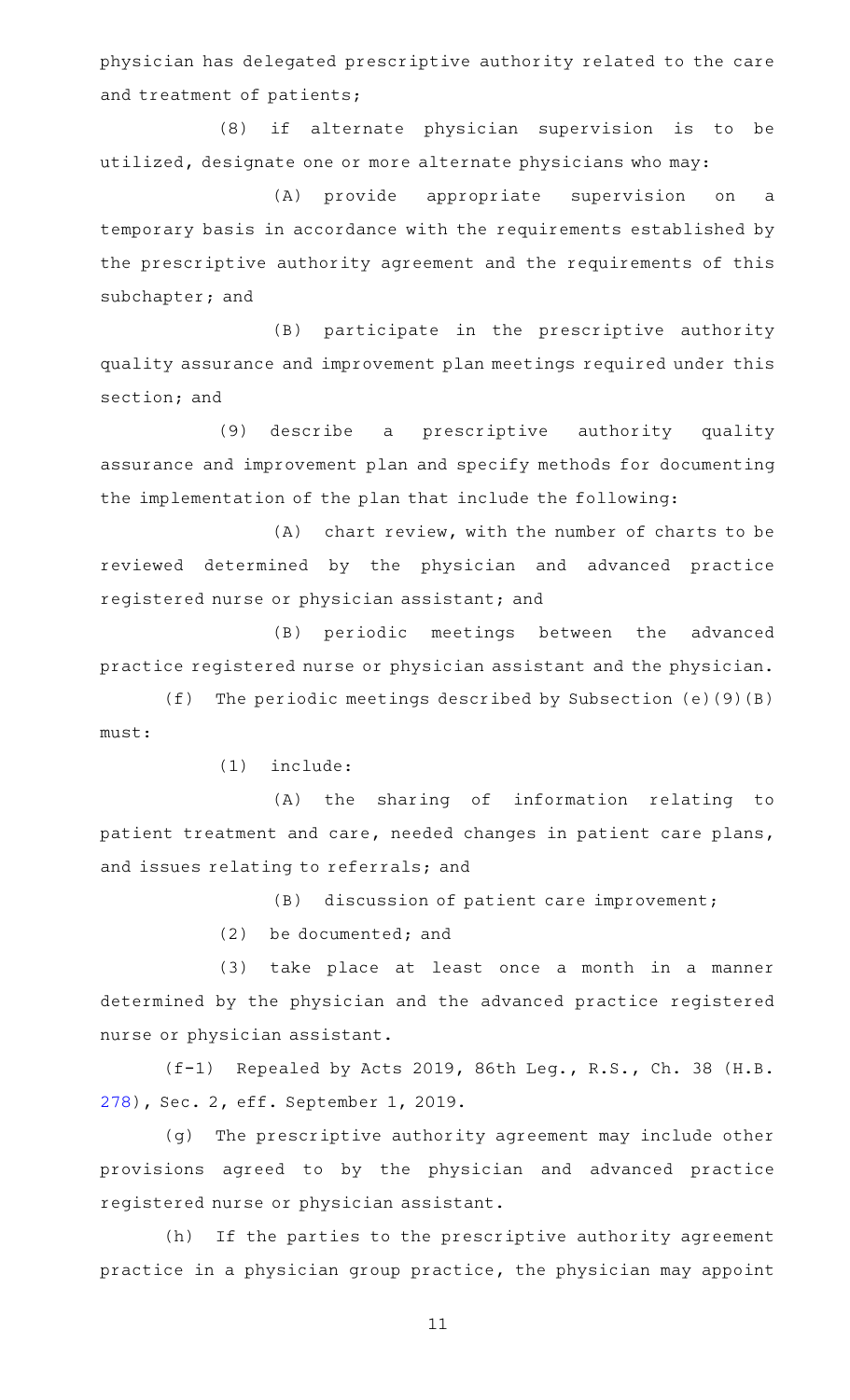physician has delegated prescriptive authority related to the care and treatment of patients;

(8) if alternate physician supervision is to be utilized, designate one or more alternate physicians who may:

(A) provide appropriate supervision on a temporary basis in accordance with the requirements established by the prescriptive authority agreement and the requirements of this subchapter; and

(B) participate in the prescriptive authority quality assurance and improvement plan meetings required under this section; and

(9) describe a prescriptive authority quality assurance and improvement plan and specify methods for documenting the implementation of the plan that include the following:

(A) chart review, with the number of charts to be reviewed determined by the physician and advanced practice registered nurse or physician assistant; and

(B) periodic meetings between the advanced practice registered nurse or physician assistant and the physician.

(f) The periodic meetings described by Subsection (e)(9)(B) must:

(1) include:

(A) the sharing of information relating to patient treatment and care, needed changes in patient care plans, and issues relating to referrals; and

(B) discussion of patient care improvement;

(2) be documented; and

(3) take place at least once a month in a manner determined by the physician and the advanced practice registered nurse or physician assistant.

(f-1) Repealed by Acts 2019, 86th Leg., R.S., Ch. 38 (H.B. 278), Sec. 2, eff. September 1, 2019.

(g) The prescriptive authority agreement may include other provisions agreed to by the physician and advanced practice registered nurse or physician assistant.

(h) If the parties to the prescriptive authority agreement practice in a physician group practice, the physician may appoint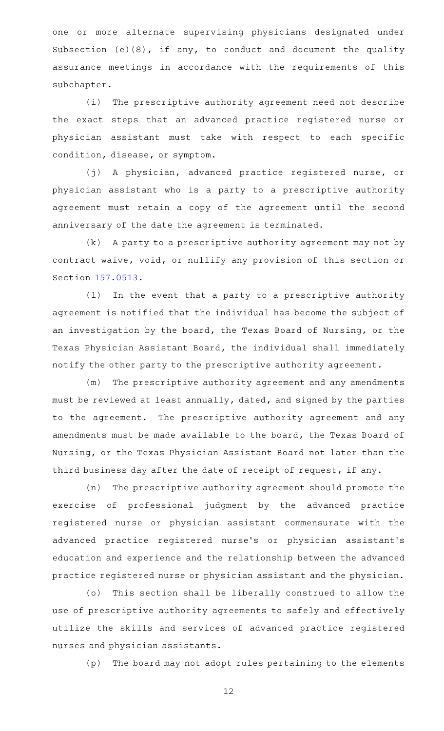one or more alternate supervising physicians designated under Subsection (e)(8), if any, to conduct and document the quality assurance meetings in accordance with the requirements of this subchapter.

(i) The prescriptive authority agreement need not describe the exact steps that an advanced practice registered nurse or physician assistant must take with respect to each specific condition, disease, or symptom.

(j) A physician, advanced practice registered nurse, or physician assistant who is a party to a prescriptive authority agreement must retain a copy of the agreement until the second anniversary of the date the agreement is terminated.

(k) A party to a prescriptive authority agreement may not by contract waive, void, or nullify any provision of this section or Section 157.0513.

(l) In the event that a party to a prescriptive authority agreement is notified that the individual has become the subject of an investigation by the board, the Texas Board of Nursing, or the Texas Physician Assistant Board, the individual shall immediately notify the other party to the prescriptive authority agreement.

(m) The prescriptive authority agreement and any amendments must be reviewed at least annually, dated, and signed by the parties to the agreement. The prescriptive authority agreement and any amendments must be made available to the board, the Texas Board of Nursing, or the Texas Physician Assistant Board not later than the third business day after the date of receipt of request, if any.

(n) The prescriptive authority agreement should promote the exercise of professional judgment by the advanced practice registered nurse or physician assistant commensurate with the advanced practice registered nurse's or physician assistant's education and experience and the relationship between the advanced practice registered nurse or physician assistant and the physician.

(o) This section shall be liberally construed to allow the use of prescriptive authority agreements to safely and effectively utilize the skills and services of advanced practice registered nurses and physician assistants.

(p) The board may not adopt rules pertaining to the elements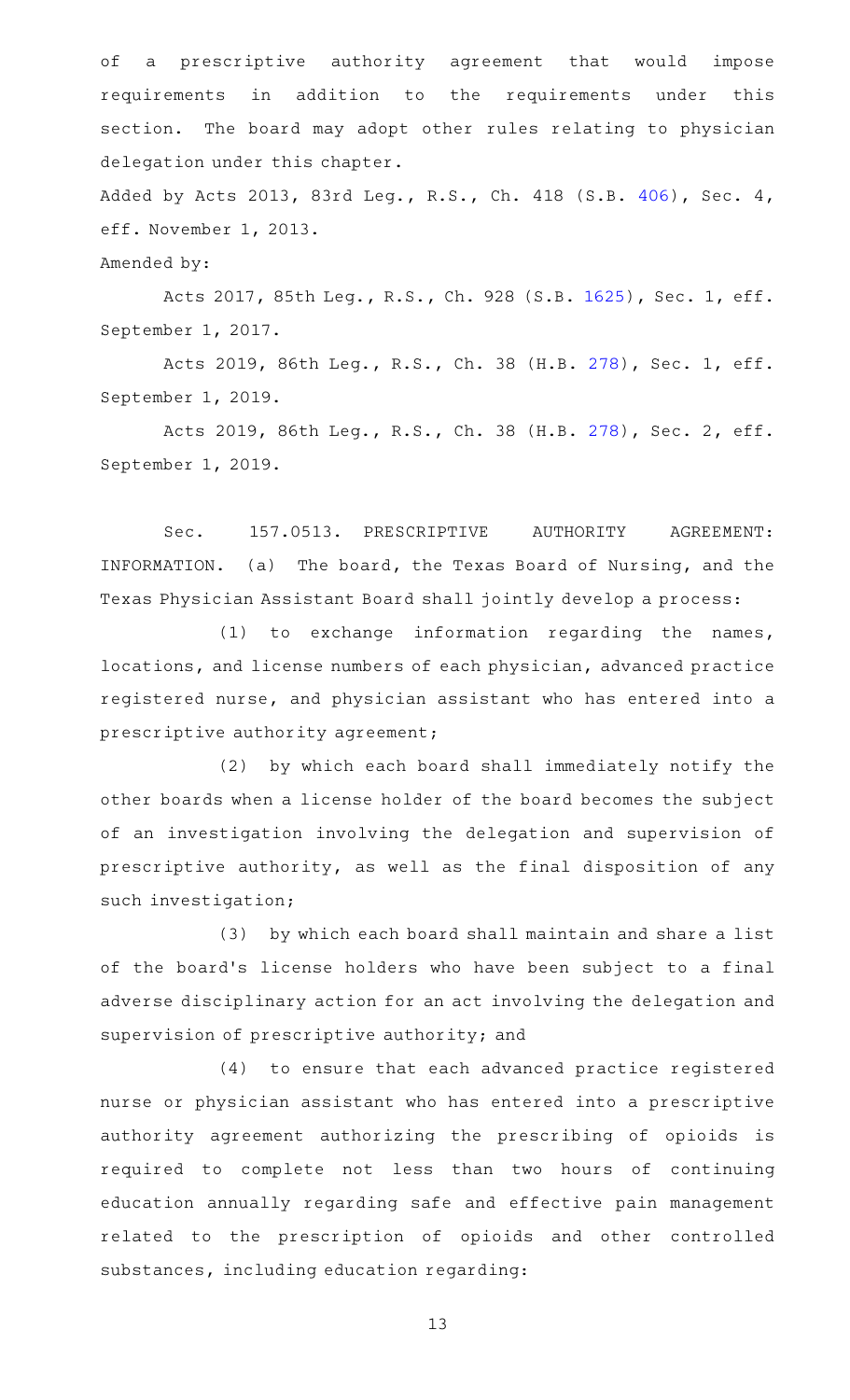of a prescriptive authority agreement that would impose requirements in addition to the requirements under this section. The board may adopt other rules relating to physician delegation under this chapter.

Added by Acts 2013, 83rd Leg., R.S., Ch. 418 (S.B. 406), Sec. 4, eff. November 1, 2013.

Amended by:

Acts 2017, 85th Leg., R.S., Ch. 928 (S.B. 1625), Sec. 1, eff. September 1, 2017.

Acts 2019, 86th Leg., R.S., Ch. 38 (H.B. 278), Sec. 1, eff. September 1, 2019.

Acts 2019, 86th Leg., R.S., Ch. 38 (H.B. 278), Sec. 2, eff. September 1, 2019.

Sec. 157.0513. PRESCRIPTIVE AUTHORITY AGREEMENT: INFORMATION. (a) The board, the Texas Board of Nursing, and the Texas Physician Assistant Board shall jointly develop a process:

(1) to exchange information regarding the names, locations, and license numbers of each physician, advanced practice registered nurse, and physician assistant who has entered into a prescriptive authority agreement;

(2) by which each board shall immediately notify the other boards when a license holder of the board becomes the subject of an investigation involving the delegation and supervision of prescriptive authority, as well as the final disposition of any such investigation;

(3) by which each board shall maintain and share a list of the board's license holders who have been subject to a final adverse disciplinary action for an act involving the delegation and supervision of prescriptive authority; and

(4) to ensure that each advanced practice registered nurse or physician assistant who has entered into a prescriptive authority agreement authorizing the prescribing of opioids is required to complete not less than two hours of continuing education annually regarding safe and effective pain management related to the prescription of opioids and other controlled substances, including education regarding: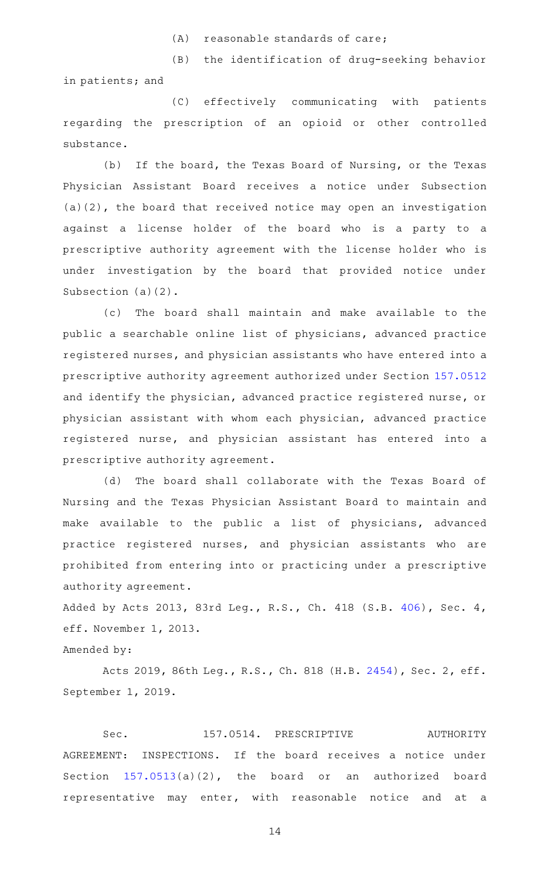(A) reasonable standards of care;

(B) the identification of drug-seeking behavior in patients; and

(C) effectively communicating with patients regarding the prescription of an opioid or other controlled substance.

(b) If the board, the Texas Board of Nursing, or the Texas Physician Assistant Board receives a notice under Subsection (a)(2), the board that received notice may open an investigation against a license holder of the board who is a party to a prescriptive authority agreement with the license holder who is under investigation by the board that provided notice under Subsection (a)(2).

(c) The board shall maintain and make available to the public a searchable online list of physicians, advanced practice registered nurses, and physician assistants who have entered into a prescriptive authority agreement authorized under Section 157.0512 and identify the physician, advanced practice registered nurse, or physician assistant with whom each physician, advanced practice registered nurse, and physician assistant has entered into a prescriptive authority agreement.

(d) The board shall collaborate with the Texas Board of Nursing and the Texas Physician Assistant Board to maintain and make available to the public a list of physicians, advanced practice registered nurses, and physician assistants who are prohibited from entering into or practicing under a prescriptive authority agreement.

Added by Acts 2013, 83rd Leg., R.S., Ch. 418 (S.B. 406), Sec. 4, eff. November 1, 2013.

Amended by:

Acts 2019, 86th Leg., R.S., Ch. 818 (H.B. 2454), Sec. 2, eff. September 1, 2019.

Sec. 157.0514. PRESCRIPTIVE AUTHORITY AGREEMENT: INSPECTIONS. If the board receives a notice under Section 157.0513(a)(2), the board or an authorized board representative may enter, with reasonable notice and at a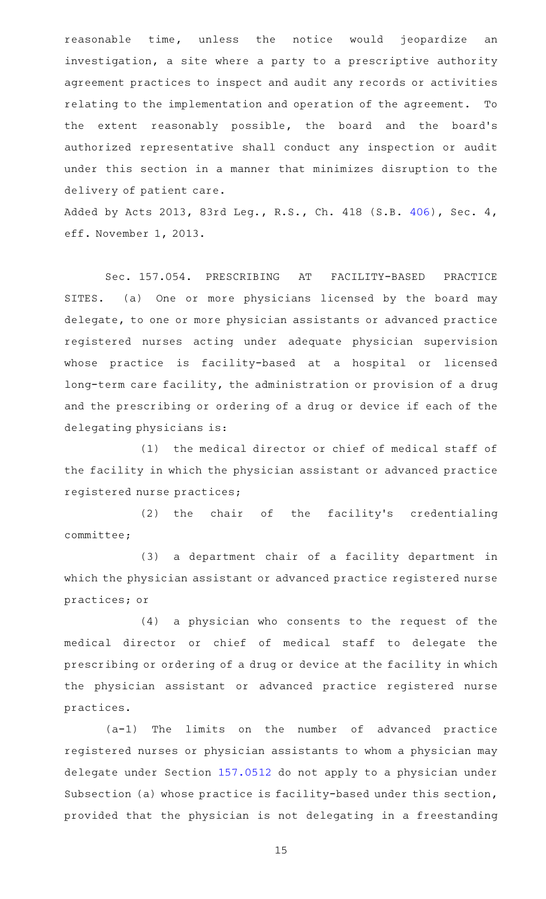reasonable time, unless the notice would jeopardize an investigation, a site where a party to a prescriptive authority agreement practices to inspect and audit any records or activities relating to the implementation and operation of the agreement. To the extent reasonably possible, the board and the board's authorized representative shall conduct any inspection or audit under this section in a manner that minimizes disruption to the delivery of patient care.

Added by Acts 2013, 83rd Leg., R.S., Ch. 418 (S.B. 406), Sec. 4, eff. November 1, 2013.

Sec. 157.054. PRESCRIBING AT FACILITY-BASED PRACTICE SITES. (a) One or more physicians licensed by the board may delegate, to one or more physician assistants or advanced practice registered nurses acting under adequate physician supervision whose practice is facility-based at a hospital or licensed long-term care facility, the administration or provision of a drug and the prescribing or ordering of a drug or device if each of the delegating physicians is:

(1) the medical director or chief of medical staff of the facility in which the physician assistant or advanced practice registered nurse practices;

(2) the chair of the facility's credentialing committee;

(3) a department chair of a facility department in which the physician assistant or advanced practice registered nurse practices; or

(4) a physician who consents to the request of the medical director or chief of medical staff to delegate the prescribing or ordering of a drug or device at the facility in which the physician assistant or advanced practice registered nurse practices.

(a-1) The limits on the number of advanced practice registered nurses or physician assistants to whom a physician may delegate under Section 157.0512 do not apply to a physician under Subsection (a) whose practice is facility-based under this section, provided that the physician is not delegating in a freestanding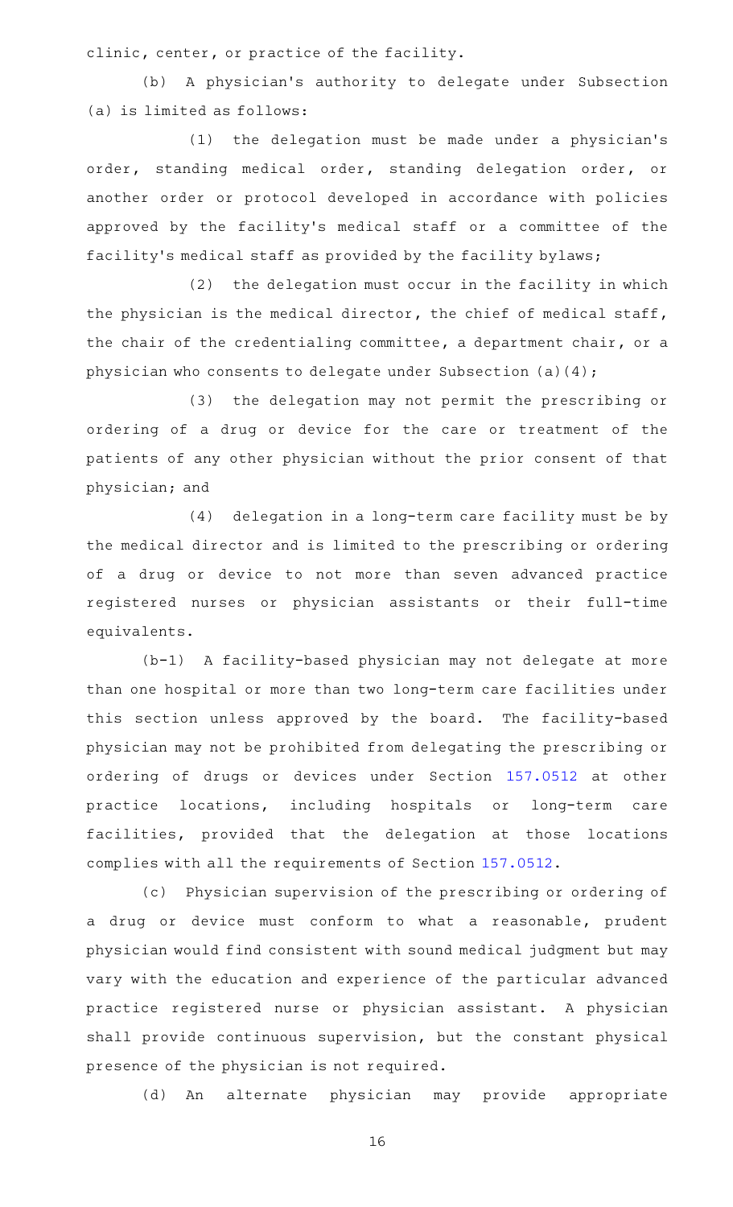clinic, center, or practice of the facility.

(b) A physician's authority to delegate under Subsection (a) is limited as follows:

(1) the delegation must be made under a physician's order, standing medical order, standing delegation order, or another order or protocol developed in accordance with policies approved by the facility's medical staff or a committee of the facility's medical staff as provided by the facility bylaws;

(2) the delegation must occur in the facility in which the physician is the medical director, the chief of medical staff, the chair of the credentialing committee, a department chair, or a physician who consents to delegate under Subsection (a)(4);

(3) the delegation may not permit the prescribing or ordering of a drug or device for the care or treatment of the patients of any other physician without the prior consent of that physician; and

(4) delegation in a long-term care facility must be by the medical director and is limited to the prescribing or ordering of a drug or device to not more than seven advanced practice registered nurses or physician assistants or their full-time equivalents.

(b-1) A facility-based physician may not delegate at more than one hospital or more than two long-term care facilities under this section unless approved by the board. The facility-based physician may not be prohibited from delegating the prescribing or ordering of drugs or devices under Section 157.0512 at other practice locations, including hospitals or long-term care facilities, provided that the delegation at those locations complies with all the requirements of Section 157.0512.

(c) Physician supervision of the prescribing or ordering of a drug or device must conform to what a reasonable, prudent physician would find consistent with sound medical judgment but may vary with the education and experience of the particular advanced practice registered nurse or physician assistant. A physician shall provide continuous supervision, but the constant physical presence of the physician is not required.

(d) An alternate physician may provide appropriate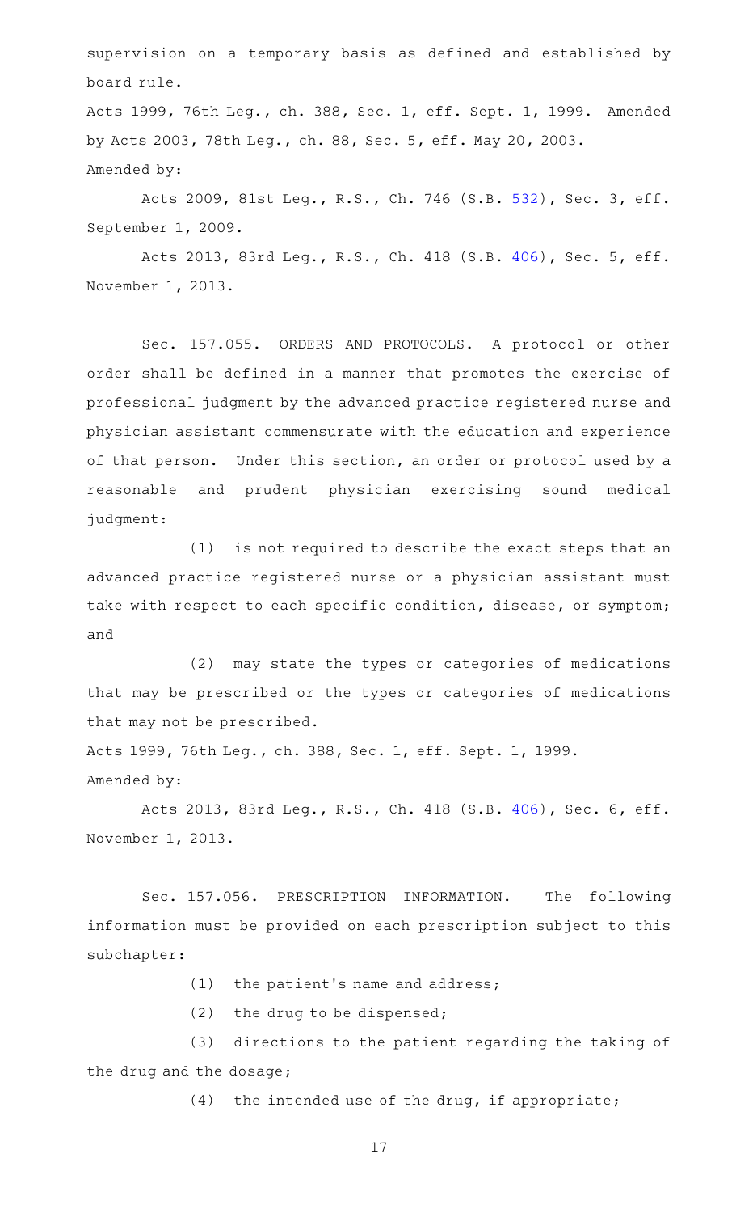supervision on a temporary basis as defined and established by board rule.

Acts 1999, 76th Leg., ch. 388, Sec. 1, eff. Sept. 1, 1999. Amended by Acts 2003, 78th Leg., ch. 88, Sec. 5, eff. May 20, 2003.

Amended by:

Acts 2009, 81st Leg., R.S., Ch. 746 (S.B. 532), Sec. 3, eff. September 1, 2009.

Acts 2013, 83rd Leg., R.S., Ch. 418 (S.B. 406), Sec. 5, eff. November 1, 2013.

Sec. 157.055. ORDERS AND PROTOCOLS. A protocol or other order shall be defined in a manner that promotes the exercise of professional judgment by the advanced practice registered nurse and physician assistant commensurate with the education and experience of that person. Under this section, an order or protocol used by a reasonable and prudent physician exercising sound medical judgment:

(1) is not required to describe the exact steps that an advanced practice registered nurse or a physician assistant must take with respect to each specific condition, disease, or symptom; and

(2) may state the types or categories of medications that may be prescribed or the types or categories of medications that may not be prescribed.

Acts 1999, 76th Leg., ch. 388, Sec. 1, eff. Sept. 1, 1999.

Amended by:

Acts 2013, 83rd Leg., R.S., Ch. 418 (S.B. 406), Sec. 6, eff. November 1, 2013.

Sec. 157.056. PRESCRIPTION INFORMATION. The following information must be provided on each prescription subject to this subchapter:

(1) the patient's name and address;

(2) the drug to be dispensed;

(3) directions to the patient regarding the taking of the drug and the dosage;

(4) the intended use of the drug, if appropriate;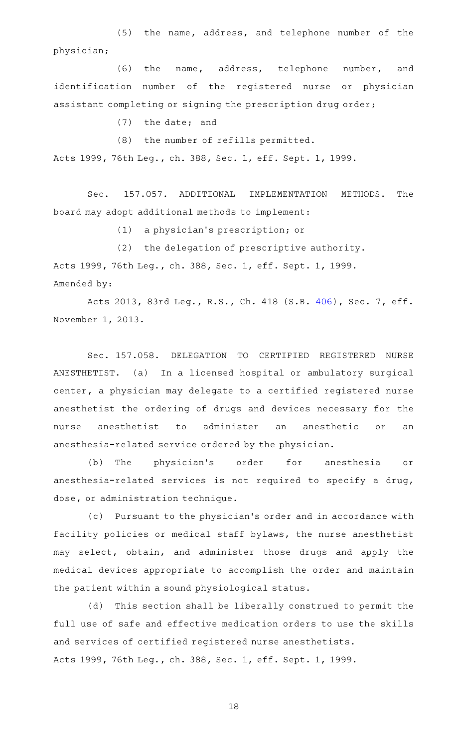(5) the name, address, and telephone number of the physician;

(6) the name, address, telephone number, and identification number of the registered nurse or physician assistant completing or signing the prescription drug order;

(7) the date; and

(8) the number of refills permitted.

Acts 1999, 76th Leg., ch. 388, Sec. 1, eff. Sept. 1, 1999.

Sec. 157.057. ADDITIONAL IMPLEMENTATION METHODS. The board may adopt additional methods to implement:

(1) a physician's prescription; or

(2) the delegation of prescriptive authority.

Acts 1999, 76th Leg., ch. 388, Sec. 1, eff. Sept. 1, 1999.
Amended by:

Acts 2013, 83rd Leg., R.S., Ch. 418 (S.B. 406), Sec. 7, eff. November 1, 2013.

Sec. 157.058. DELEGATION TO CERTIFIED REGISTERED NURSE ANESTHETIST. (a) In a licensed hospital or ambulatory surgical center, a physician may delegate to a certified registered nurse anesthetist the ordering of drugs and devices necessary for the nurse anesthetist to administer an anesthetic or an anesthesia-related service ordered by the physician.

(b) The physician's order for anesthesia or anesthesia-related services is not required to specify a drug, dose, or administration technique.

(c) Pursuant to the physician's order and in accordance with facility policies or medical staff bylaws, the nurse anesthetist may select, obtain, and administer those drugs and apply the medical devices appropriate to accomplish the order and maintain the patient within a sound physiological status.

(d) This section shall be liberally construed to permit the full use of safe and effective medication orders to use the skills and services of certified registered nurse anesthetists.

Acts 1999, 76th Leg., ch. 388, Sec. 1, eff. Sept. 1, 1999.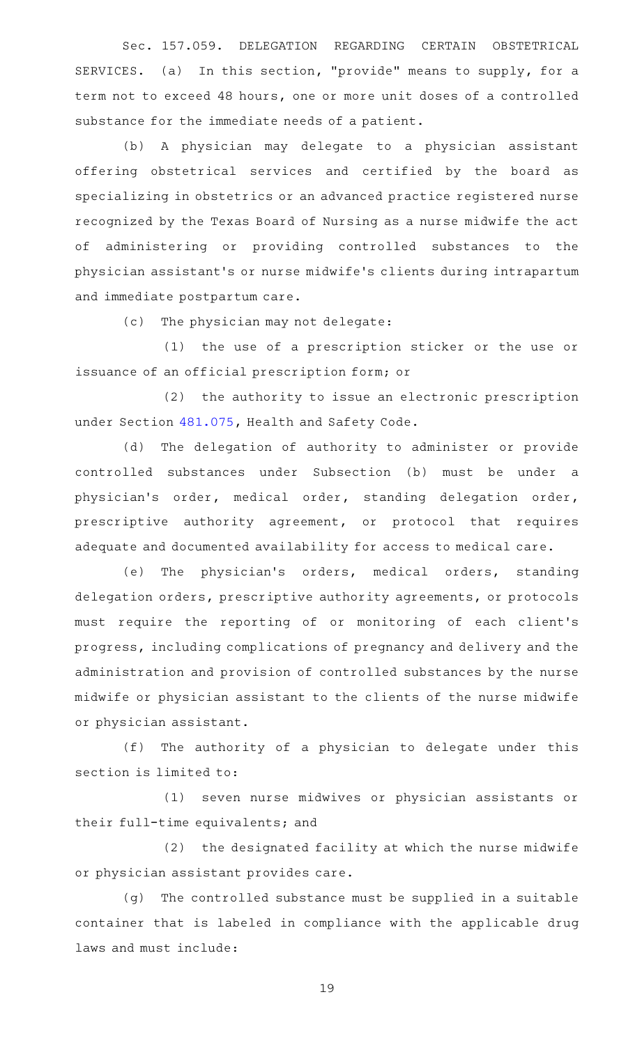Sec. 157.059. DELEGATION REGARDING CERTAIN OBSTETRICAL SERVICES. (a) In this section, "provide" means to supply, for a term not to exceed 48 hours, one or more unit doses of a controlled substance for the immediate needs of a patient.

(b) A physician may delegate to a physician assistant offering obstetrical services and certified by the board as specializing in obstetrics or an advanced practice registered nurse recognized by the Texas Board of Nursing as a nurse midwife the act of administering or providing controlled substances to the physician assistant's or nurse midwife's clients during intrapartum and immediate postpartum care.

(c) The physician may not delegate:

(1) the use of a prescription sticker or the use or issuance of an official prescription form; or

(2) the authority to issue an electronic prescription under Section 481.075, Health and Safety Code.

(d) The delegation of authority to administer or provide controlled substances under Subsection (b) must be under a physician's order, medical order, standing delegation order, prescriptive authority agreement, or protocol that requires adequate and documented availability for access to medical care.

(e) The physician's orders, medical orders, standing delegation orders, prescriptive authority agreements, or protocols must require the reporting of or monitoring of each client's progress, including complications of pregnancy and delivery and the administration and provision of controlled substances by the nurse midwife or physician assistant to the clients of the nurse midwife or physician assistant.

(f) The authority of a physician to delegate under this section is limited to:

(1) seven nurse midwives or physician assistants or their full-time equivalents; and

(2) the designated facility at which the nurse midwife or physician assistant provides care.

(g) The controlled substance must be supplied in a suitable container that is labeled in compliance with the applicable drug laws and must include: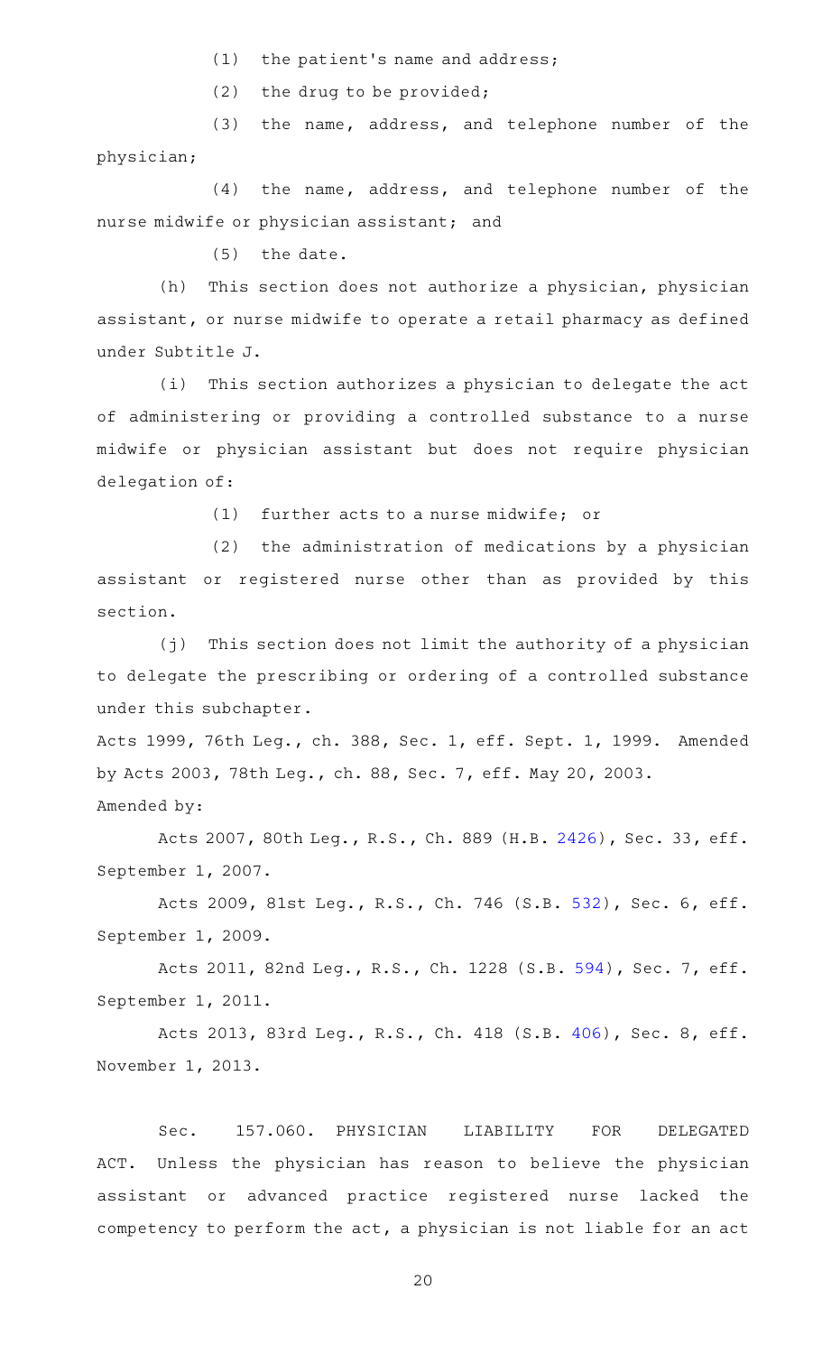(1) the patient's name and address;

(2) the drug to be provided;

(3) the name, address, and telephone number of the physician;

(4) the name, address, and telephone number of the nurse midwife or physician assistant; and

(5) the date.

(h) This section does not authorize a physician, physician assistant, or nurse midwife to operate a retail pharmacy as defined under Subtitle J.

(i) This section authorizes a physician to delegate the act of administering or providing a controlled substance to a nurse midwife or physician assistant but does not require physician delegation of:

(1) further acts to a nurse midwife; or

(2) the administration of medications by a physician assistant or registered nurse other than as provided by this section.

(j) This section does not limit the authority of a physician to delegate the prescribing or ordering of a controlled substance under this subchapter.

Acts 1999, 76th Leg., ch. 388, Sec. 1, eff. Sept. 1, 1999. Amended by Acts 2003, 78th Leg., ch. 88, Sec. 7, eff. May 20, 2003.

Amended by:

Acts 2007, 80th Leg., R.S., Ch. 889 (H.B. 2426), Sec. 33, eff. September 1, 2007.

Acts 2009, 81st Leg., R.S., Ch. 746 (S.B. 532), Sec. 6, eff. September 1, 2009.

Acts 2011, 82nd Leg., R.S., Ch. 1228 (S.B. 594), Sec. 7, eff. September 1, 2011.

Acts 2013, 83rd Leg., R.S., Ch. 418 (S.B. 406), Sec. 8, eff. November 1, 2013.

Sec. 157.060. PHYSICIAN LIABILITY FOR DELEGATED ACT. Unless the physician has reason to believe the physician assistant or advanced practice registered nurse lacked the competency to perform the act, a physician is not liable for an act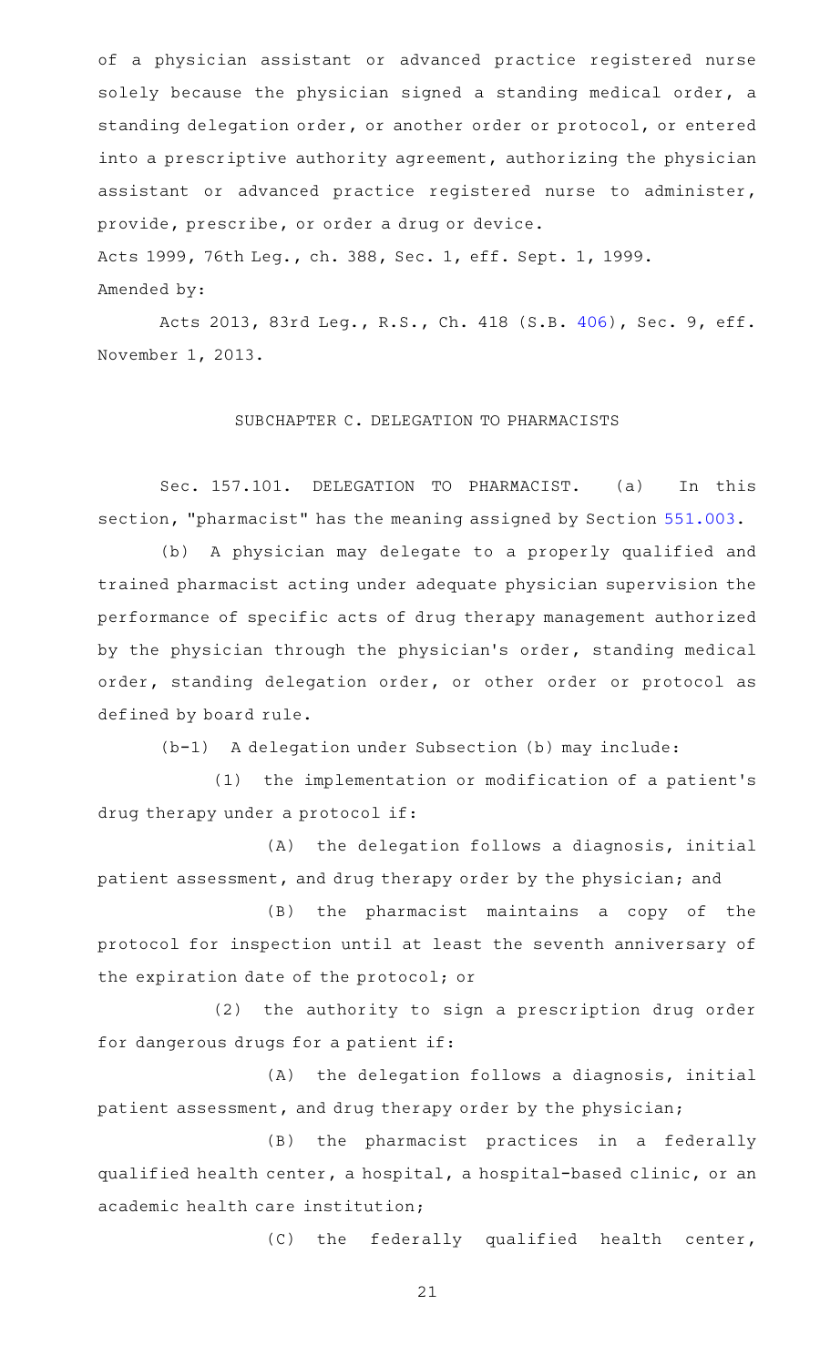of a physician assistant or advanced practice registered nurse solely because the physician signed a standing medical order, a standing delegation order, or another order or protocol, or entered into a prescriptive authority agreement, authorizing the physician assistant or advanced practice registered nurse to administer, provide, prescribe, or order a drug or device.

Acts 1999, 76th Leg., ch. 388, Sec. 1, eff. Sept. 1, 1999.

Amended by:

Acts 2013, 83rd Leg., R.S., Ch. 418 (S.B. 406), Sec. 9, eff. November 1, 2013.

## SUBCHAPTER C. DELEGATION TO PHARMACISTS

Sec. 157.101. DELEGATION TO PHARMACIST. (a) In this section, "pharmacist" has the meaning assigned by Section 551.003.

(b) A physician may delegate to a properly qualified and trained pharmacist acting under adequate physician supervision the performance of specific acts of drug therapy management authorized by the physician through the physician's order, standing medical order, standing delegation order, or other order or protocol as defined by board rule.

(b-1) A delegation under Subsection (b) may include:

(1) the implementation or modification of a patient's drug therapy under a protocol if:

(A) the delegation follows a diagnosis, initial patient assessment, and drug therapy order by the physician; and

(B) the pharmacist maintains a copy of the protocol for inspection until at least the seventh anniversary of the expiration date of the protocol; or

(2) the authority to sign a prescription drug order for dangerous drugs for a patient if:

(A) the delegation follows a diagnosis, initial patient assessment, and drug therapy order by the physician;

(B) the pharmacist practices in a federally qualified health center, a hospital, a hospital-based clinic, or an academic health care institution;

(C) the federally qualified health center,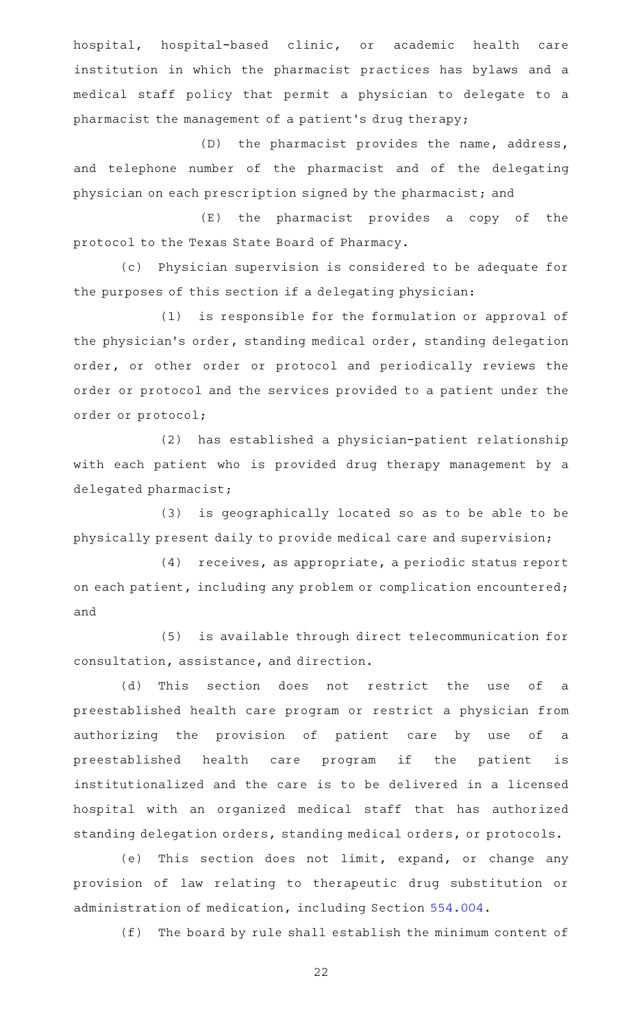hospital, hospital-based clinic, or academic health care institution in which the pharmacist practices has bylaws and a medical staff policy that permit a physician to delegate to a pharmacist the management of a patient's drug therapy;

(D) the pharmacist provides the name, address, and telephone number of the pharmacist and of the delegating physician on each prescription signed by the pharmacist; and

(E) the pharmacist provides a copy of the protocol to the Texas State Board of Pharmacy.

(c) Physician supervision is considered to be adequate for the purposes of this section if a delegating physician:

(1) is responsible for the formulation or approval of the physician's order, standing medical order, standing delegation order, or other order or protocol and periodically reviews the order or protocol and the services provided to a patient under the order or protocol;

(2) has established a physician-patient relationship with each patient who is provided drug therapy management by a delegated pharmacist;

(3) is geographically located so as to be able to be physically present daily to provide medical care and supervision;

(4) receives, as appropriate, a periodic status report on each patient, including any problem or complication encountered; and

(5) is available through direct telecommunication for consultation, assistance, and direction.

(d) This section does not restrict the use of a preestablished health care program or restrict a physician from authorizing the provision of patient care by use of a preestablished health care program if the patient is institutionalized and the care is to be delivered in a licensed hospital with an organized medical staff that has authorized standing delegation orders, standing medical orders, or protocols.

(e) This section does not limit, expand, or change any provision of law relating to therapeutic drug substitution or administration of medication, including Section 554.004.

(f) The board by rule shall establish the minimum content of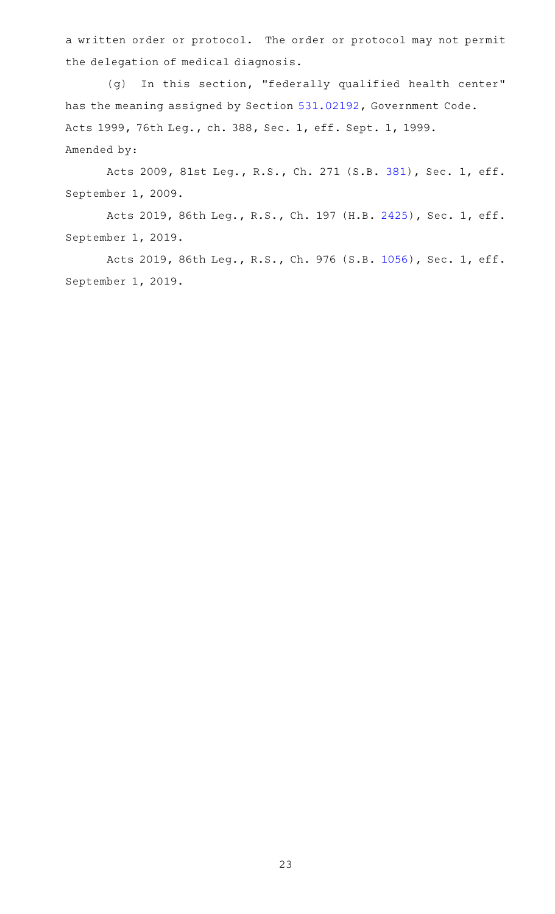a written order or protocol. The order or protocol may not permit the delegation of medical diagnosis.

(g) In this section, "federally qualified health center" has the meaning assigned by Section 531.02192, Government Code.

Acts 1999, 76th Leg., ch. 388, Sec. 1, eff. Sept. 1, 1999.

Amended by:

Acts 2009, 81st Leg., R.S., Ch. 271 (S.B. 381), Sec. 1, eff. September 1, 2009.

Acts 2019, 86th Leg., R.S., Ch. 197 (H.B. 2425), Sec. 1, eff. September 1, 2019.

Acts 2019, 86th Leg., R.S., Ch. 976 (S.B. 1056), Sec. 1, eff. September 1, 2019.